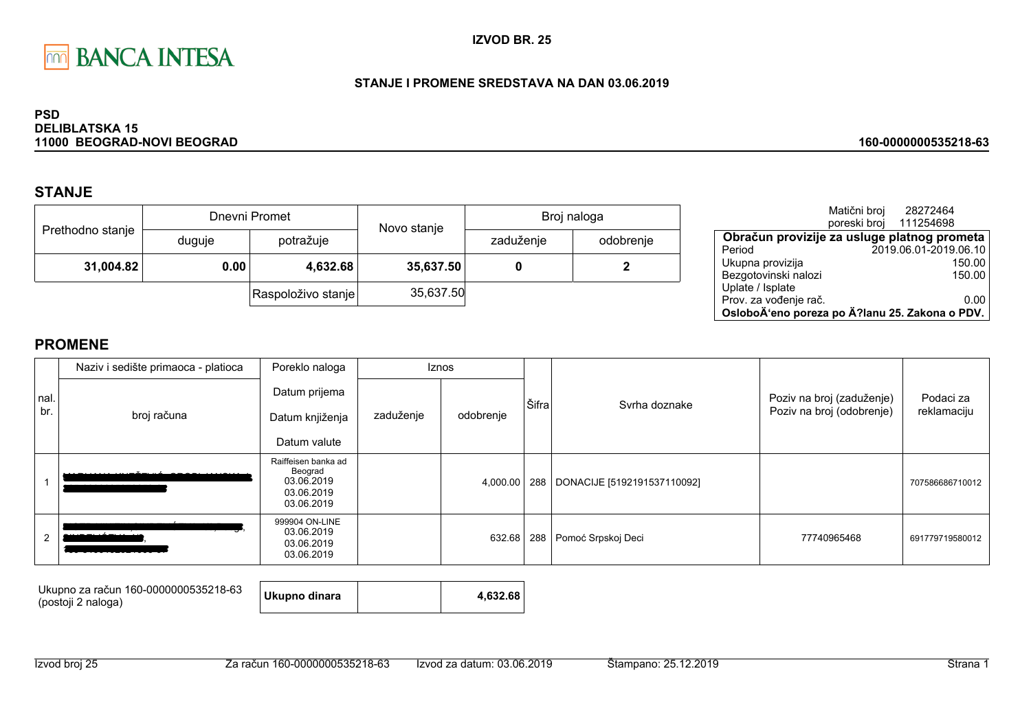BANCA INTESA

**IZVOD BR. 25**

**STANJE I PROMENE SREDSTAVA NA DAN 03.06.2019**

**PSD**
**DELIBLATSKA 15**
**11000 BEOGRAD-NOVI BEOGRAD**

**160-0000000535218-63**

## STANJE

| Prethodno stanje | Dnevni Promet | | Novo stanje | Broj naloga | |
|---|---|---|---|---|---|
| | duguje | potražuje | | zaduženje | odobrenje |
| **31,004.82** | **0.00** | **4,632.68** | **35,637.50** | **0** | **2** |
| | | Raspoloživo stanje | 35,637.50 | | |

Matični broj 28272464
poreski broj 111254698

| **Obračun provizije za usluge platnog prometa** | |
|---|---|
| Period | 2019.06.01-2019.06.10 |
| Ukupna provizija | 150.00 |
| Bezgotovinski nalozi | 150.00 |
| Uplate / Isplate | |
| Prov. za vođenje rač. | 0.00 |
| **OsloboÄ‘eno poreza po Ä?lanu 25. Zakona o PDV.** | |

## PROMENE

| nal. br. | Naziv i sedište primaoca - platioca / broj računa | Poreklo naloga / Datum prijema / Datum knjiženja / Datum valute | Iznos zaduženje | Iznos odobrenje | Šifra | Svrha doznake | Poziv na broj (zaduženje) / Poziv na broj (odobrenje) | Podaci za reklamaciju |
|---|---|---|---|---|---|---|---|---|
| 1 | [redacted] | Raiffeisen banka ad Beograd 03.06.2019 03.06.2019 03.06.2019 | | 4,000.00 | 288 | DONACIJE [5192191537110092] | | 707586686710012 |
| 2 | [redacted] | 999904 ON-LINE 03.06.2019 03.06.2019 03.06.2019 | | 632.68 | 288 | Pomoć Srpskoj Deci | 77740965468 | 691779719580012 |

| Ukupno za račun 160-0000000535218-63 (postoji 2 naloga) | **Ukupno dinara** | | **4,632.68** |
|---|---|---|---|

Izvod broj 25 | Za račun 160-0000000535218-63 | Izvod za datum: 03.06.2019 | Štampano: 25.12.2019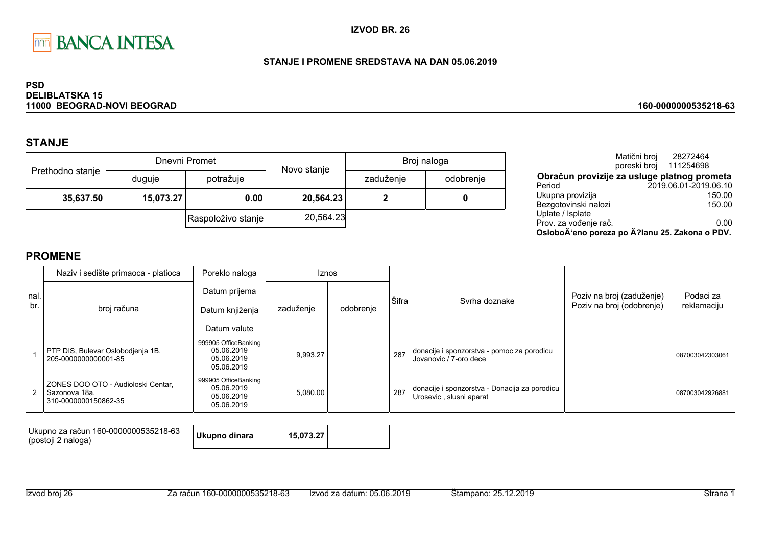BANCA INTESA

**IZVOD BR. 26**

**STANJE I PROMENE SREDSTAVA NA DAN 05.06.2019**

**PSD**
**DELIBLATSKA 15**
**11000 BEOGRAD-NOVI BEOGRAD**

**160-0000000535218-63**

## STANJE

| Prethodno stanje | Dnevni Promet | | Novo stanje | Broj naloga | |
|---|---|---|---|---|---|
| | duguje | potražuje | | zaduženje | odobrenje |
| **35,637.50** | **15,073.27** | **0.00** | **20,564.23** | **2** | **0** |
| | | Raspoloživo stanje | 20,564.23 | | |

Matični broj 28272464
poreski broj 111254698

| **Obračun provizije za usluge platnog prometa** | |
|---|---|
| Period | 2019.06.01-2019.06.10 |
| Ukupna provizija | 150.00 |
| Bezgotovinski nalozi | 150.00 |
| Uplate / Isplate | |
| Prov. za vođenje rač. | 0.00 |
| **OsloboÄ‘eno poreza po Ä?lanu 25. Zakona o PDV.** | |

## PROMENE

| nal. br. | Naziv i sedište primaoca - platioca / broj računa | Poreklo naloga / Datum prijema / Datum knjiženja / Datum valute | Iznos zaduženje | Iznos odobrenje | Šifra | Svrha doznake | Poziv na broj (zaduženje) / Poziv na broj (odobrenje) | Podaci za reklamaciju |
|---|---|---|---|---|---|---|---|---|
| 1 | PTP DIS, Bulevar Oslobodjenja 1B, 205-0000000000001-85 | 999905 OfficeBanking 05.06.2019 05.06.2019 05.06.2019 | 9,993.27 | | 287 | donacije i sponzorstva - pomoc za porodicu Jovanovic / 7-oro dece | | 087003042303061 |
| 2 | ZONES DOO OTO - Audioloski Centar, Sazonova 18a, 310-0000000150862-35 | 999905 OfficeBanking 05.06.2019 05.06.2019 05.06.2019 | 5,080.00 | | 287 | donacije i sponzorstva - Donacija za porodicu Urosevic , slusni aparat | | 087003042926881 |

| Ukupno za račun 160-0000000535218-63 (postoji 2 naloga) | **Ukupno dinara** | **15,073.27** | |
|---|---|---|---|

Izvod broj 26 | Za račun 160-0000000535218-63 | Izvod za datum: 05.06.2019 | Štampano: 25.12.2019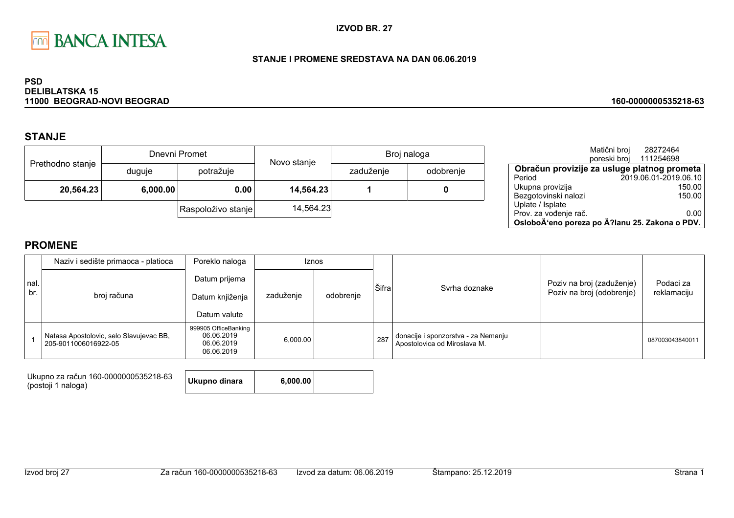BANCA INTESA

**IZVOD BR. 27**

**STANJE I PROMENE SREDSTAVA NA DAN 06.06.2019**

**PSD**
**DELIBLATSKA 15**
**11000 BEOGRAD-NOVI BEOGRAD**

**160-0000000535218-63**

## STANJE

| Prethodno stanje | Dnevni Promet | | Novo stanje | Broj naloga | |
|---|---|---|---|---|---|
| | duguje | potražuje | | zaduženje | odobrenje |
| **20,564.23** | **6,000.00** | **0.00** | **14,564.23** | **1** | **0** |
| | | Raspoloživo stanje | 14,564.23 | | |

Matični broj 28272464
poreski broj 111254698

| Obračun provizije za usluge platnog prometa | |
|---|---|
| Period | 2019.06.01-2019.06.10 |
| Ukupna provizija | 150.00 |
| Bezgotovinski nalozi | 150.00 |
| Uplate / Isplate | |
| Prov. za vođenje rač. | 0.00 |
| **OsloboÄ‘eno poreza po Ä?lanu 25. Zakona o PDV.** | |

## PROMENE

| nal. br. | Naziv i sedište primaoca - platioca / broj računa | Poreklo naloga / Datum prijema / Datum knjiženja / Datum valute | Iznos zaduženje | Iznos odobrenje | Šifra | Svrha doznake | Poziv na broj (zaduženje) / Poziv na broj (odobrenje) | Podaci za reklamaciju |
|---|---|---|---|---|---|---|---|---|
| 1 | Natasa Apostolovic, selo Slavujevac BB, 205-9011006016922-05 | 999905 OfficeBanking 06.06.2019 06.06.2019 06.06.2019 | 6,000.00 | | 287 | donacije i sponzorstva - za Nemanju Apostolovica od Miroslava M. | | 087003043840011 |

| Ukupno za račun 160-0000000535218-63 (postoji 1 naloga) | Ukupno dinara | 6,000.00 | |
|---|---|---|---|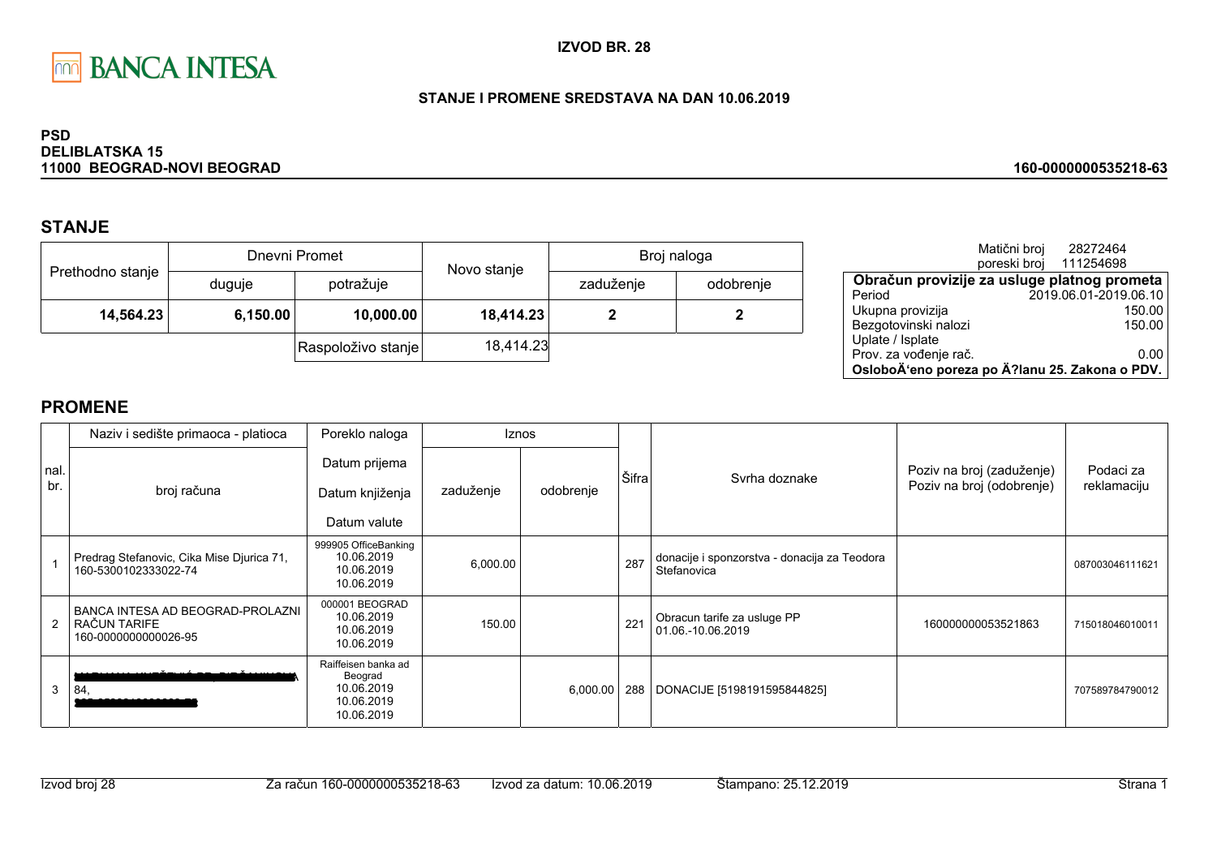BANCA INTESA

**IZVOD BR. 28**

**STANJE I PROMENE SREDSTAVA NA DAN 10.06.2019**

**PSD**
**DELIBLATSKA 15**
**11000 BEOGRAD-NOVI BEOGRAD**

**160-0000000535218-63**

## STANJE

| Prethodno stanje | Dnevni Promet | | Novo stanje | Broj naloga | |
|---|---|---|---|---|---|
| | duguje | potražuje | | zaduženje | odobrenje |
| **14,564.23** | **6,150.00** | **10,000.00** | **18,414.23** | **2** | **2** |
| | | Raspoloživo stanje | 18,414.23 | | |

Matični broj 28272464
poreski broj 111254698

| **Obračun provizije za usluge platnog prometa** | |
|---|---|
| Period | 2019.06.01-2019.06.10 |
| Ukupna provizija | 150.00 |
| Bezgotovinski nalozi | 150.00 |
| Uplate / Isplate | |
| Prov. za vođenje rač. | 0.00 |
| **OsloboÄ‘eno poreza po Ä?lanu 25. Zakona o PDV.** | |

## PROMENE

| nal. br. | Naziv i sedište primaoca - platioca / broj računa | Poreklo naloga / Datum prijema / Datum knjiženja / Datum valute | Iznos zaduženje | Iznos odobrenje | Šifra | Svrha doznake | Poziv na broj (zaduženje) / Poziv na broj (odobrenje) | Podaci za reklamaciju |
|---|---|---|---|---|---|---|---|---|
| 1 | Predrag Stefanovic, Cika Mise Djurica 71, 160-5300102333022-74 | 999905 OfficeBanking 10.06.2019 10.06.2019 10.06.2019 | 6,000.00 | | 287 | donacije i sponzorstva - donacija za Teodora Stefanovica | | 087003046111621 |
| 2 | BANCA INTESA AD BEOGRAD-PROLAZNI RAČUN TARIFE 160-0000000000026-95 | 000001 BEOGRAD 10.06.2019 10.06.2019 10.06.2019 | 150.00 | | 221 | Obracun tarife za usluge PP 01.06.-10.06.2019 | 160000000053521863 | 715018046010011 |
| 3 | [redacted] 84, [redacted] | Raiffeisen banka ad Beograd 10.06.2019 10.06.2019 10.06.2019 | | 6,000.00 | 288 | DONACIJE [5198191595844825] | | 707589784790012 |

Izvod broj 28 Za račun 160-0000000535218-63 Izvod za datum: 10.06.2019 Štampano: 25.12.2019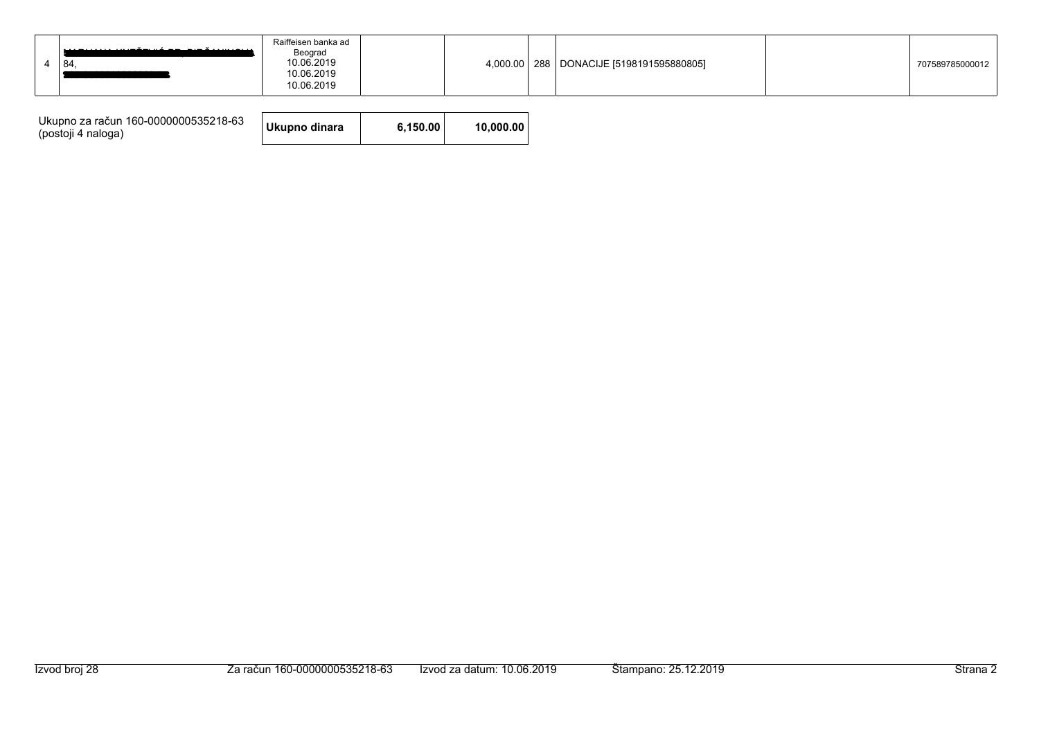| 4 | 84, | Raiffeisen banka ad Beograd 10.06.2019 10.06.2019 10.06.2019 | | 4,000.00 | 288 | DONACIJE [5198191595880805] | | 707589785000012 |
|---|---|---|---|---|---|---|---|---|

| Ukupno za račun 160-0000000535218-63 (postoji 4 naloga) | **Ukupno dinara** | **6,150.00** | **10,000.00** |
|---|---|---|---|

Izvod broj 28 Za račun 160-0000000535218-63 Izvod za datum: 10.06.2019 Štampano: 25.12.2019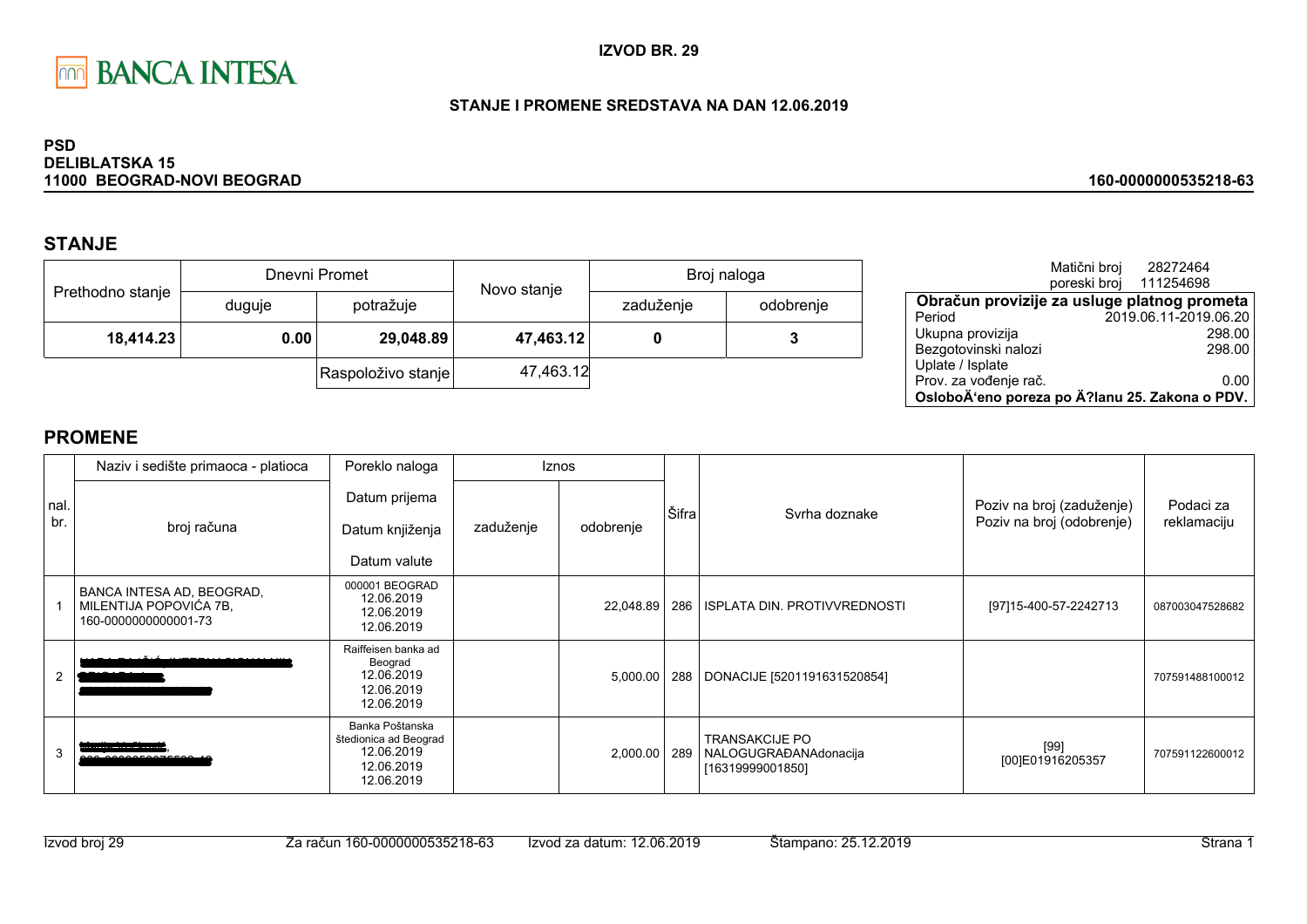BANCA INTESA

**IZVOD BR. 29**

**STANJE I PROMENE SREDSTAVA NA DAN 12.06.2019**

**PSD**
**DELIBLATSKA 15**
**11000 BEOGRAD-NOVI BEOGRAD**

**160-0000000535218-63**

## STANJE

| Prethodno stanje | Dnevni Promet | | Novo stanje | Broj naloga | |
|---|---|---|---|---|---|
| | duguje | potražuje | | zaduženje | odobrenje |
| **18,414.23** | **0.00** | **29,048.89** | **47,463.12** | **0** | **3** |
| | | Raspoloživo stanje | 47,463.12 | | |

Matični broj 28272464
poreski broj 111254698

| **Obračun provizije za usluge platnog prometa** | |
|---|---|
| Period | 2019.06.11-2019.06.20 |
| Ukupna provizija | 298.00 |
| Bezgotovinski nalozi | 298.00 |
| Uplate / Isplate | |
| Prov. za vođenje rač. | 0.00 |
| **OsloboÄ‘eno poreza po Ä?lanu 25. Zakona o PDV.** | |

## PROMENE

| nal. br. | Naziv i sedište primaoca - platioca / broj računa | Poreklo naloga / Datum prijema / Datum knjiženja / Datum valute | Iznos zaduženje | Iznos odobrenje | Šifra | Svrha doznake | Poziv na broj (zaduženje) / Poziv na broj (odobrenje) | Podaci za reklamaciju |
|---|---|---|---|---|---|---|---|---|
| 1 | BANCA INTESA AD, BEOGRAD, MILENTIJA POPOVIĆA 7B, 160-0000000000001-73 | 000001 BEOGRAD 12.06.2019 12.06.2019 12.06.2019 | | 22,048.89 | 286 | ISPLATA DIN. PROTIVVREDNOSTI | [97]15-400-57-2242713 | 087003047528682 |
| 2 | [redacted] | Raiffeisen banka ad Beograd 12.06.2019 12.06.2019 12.06.2019 | | 5,000.00 | 288 | DONACIJE [5201191631520854] | | 707591488100012 |
| 3 | [redacted] | Banka Poštanska štedionica ad Beograd 12.06.2019 12.06.2019 12.06.2019 | | 2,000.00 | 289 | TRANSAKCIJE PO NALOGUGRAĐANAdonacija [16319999001850] | [99] [00]E01916205357 | 707591122600012 |

Izvod broj 29 | Za račun 160-0000000535218-63 | Izvod za datum: 12.06.2019 | Štampano: 25.12.2019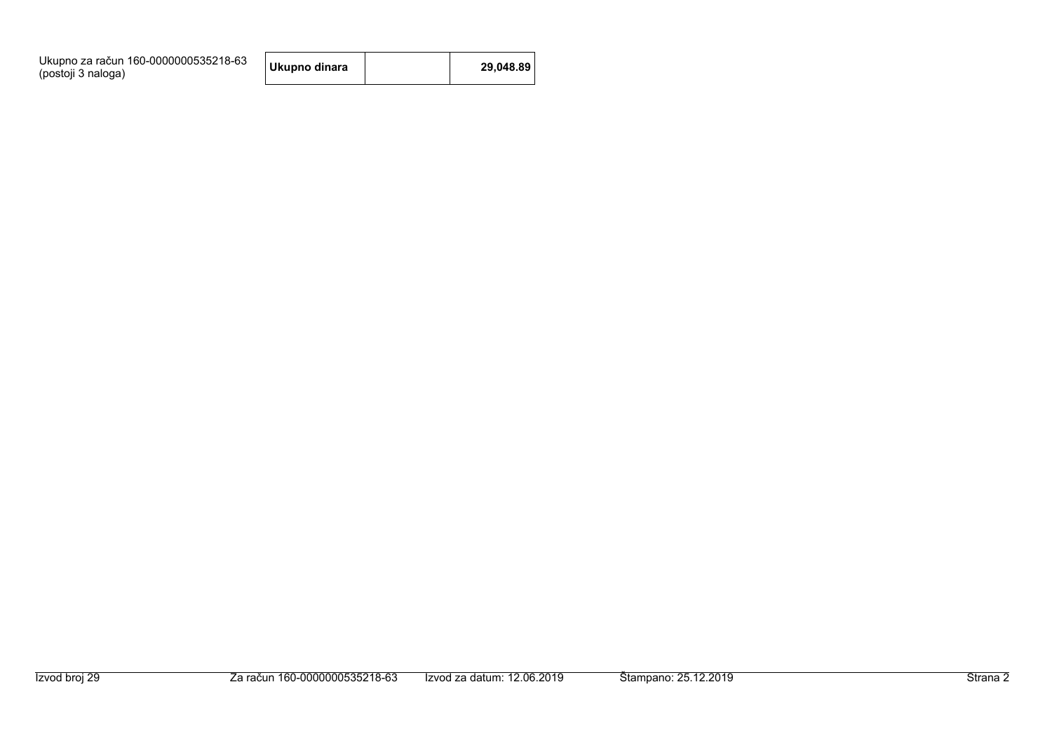Ukupno za račun 160-0000000535218-63
(postoji 3 naloga)

| | | |
|---|---|---|
| **Ukupno dinara** | | **29,048.89** |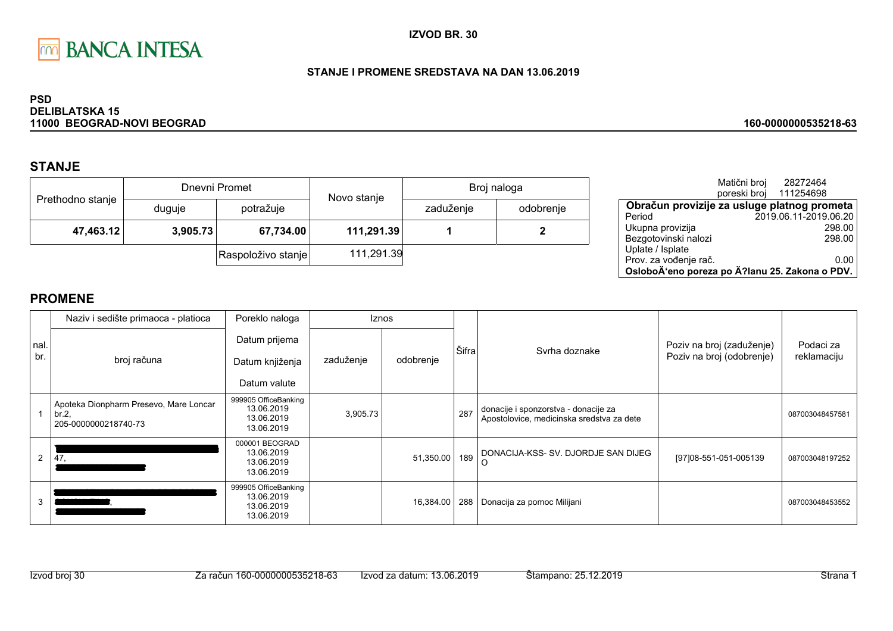**IZVOD BR. 30**

**STANJE I PROMENE SREDSTAVA NA DAN 13.06.2019**

**PSD**
**DELIBLATSKA 15**
**11000 BEOGRAD-NOVI BEOGRAD**

**160-0000000535218-63**

## STANJE

| Prethodno stanje | Dnevni Promet | | Novo stanje | Broj naloga | |
|---|---|---|---|---|---|
| | duguje | potražuje | | zaduženje | odobrenje |
| **47,463.12** | **3,905.73** | **67,734.00** | **111,291.39** | **1** | **2** |
| | | Raspoloživo stanje | 111,291.39 | | |

Matični broj 28272464
poreski broj 111254698

| Obračun provizije za usluge platnog prometa | |
|---|---|
| Period | 2019.06.11-2019.06.20 |
| Ukupna provizija | 298.00 |
| Bezgotovinski nalozi | 298.00 |
| Uplate / Isplate | |
| Prov. za vođenje rač. | 0.00 |
| **OsloboÄ‘eno poreza po Ä?lanu 25. Zakona o PDV.** | |

## PROMENE

| nal. br. | Naziv i sedište primaoca - platioca / broj računa | Poreklo naloga / Datum prijema / Datum knjiženja / Datum valute | Iznos zaduženje | Iznos odobrenje | Šifra | Svrha doznake | Poziv na broj (zaduženje) / Poziv na broj (odobrenje) | Podaci za reklamaciju |
|---|---|---|---|---|---|---|---|---|
| 1 | Apoteka Dionpharm Presevo, Mare Loncar br.2, 205-0000000218740-73 | 999905 OfficeBanking 13.06.2019 13.06.2019 13.06.2019 | 3,905.73 | | 287 | donacije i sponzorstva - donacije za Apostolovice, medicinska sredstva za dete | | 087003048457581 |
| 2 | [redacted] 47, [redacted] | 000001 BEOGRAD 13.06.2019 13.06.2019 13.06.2019 | | 51,350.00 | 189 | DONACIJA-KSS- SV. DJORDJE SAN DIJEG O | [97]08-551-051-005139 | 087003048197252 |
| 3 | [redacted] [redacted], [redacted] | 999905 OfficeBanking 13.06.2019 13.06.2019 13.06.2019 | | 16,384.00 | 288 | Donacija za pomoc Milijani | | 087003048453552 |

Izvod broj 30 | Za račun 160-0000000535218-63 | Izvod za datum: 13.06.2019 | Štampano: 25.12.2019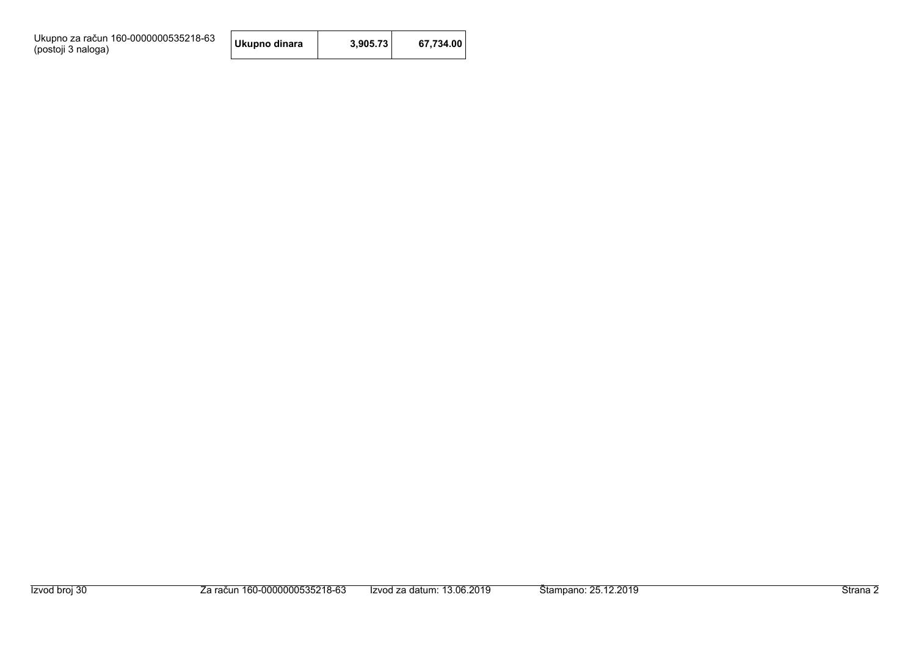| Ukupno za račun 160-0000000535218-63 (postoji 3 naloga) | Ukupno dinara | 3,905.73 | 67,734.00 |
| --- | --- | --- | --- |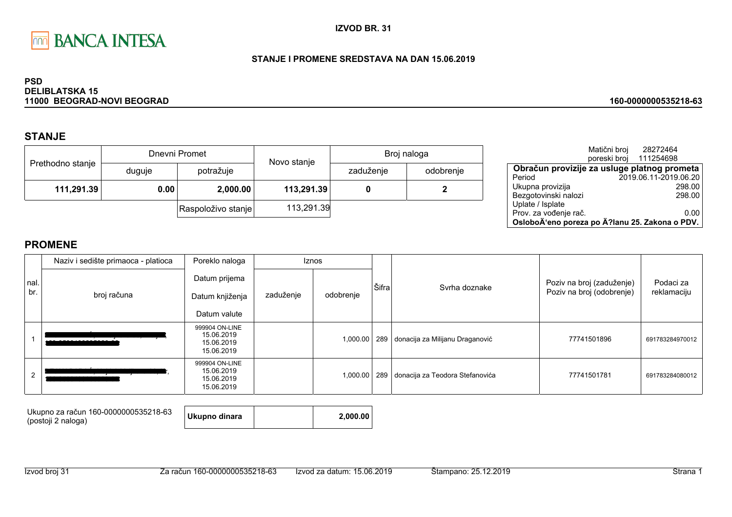**IZVOD BR. 31**

**STANJE I PROMENE SREDSTAVA NA DAN 15.06.2019**

**PSD**
**DELIBLATSKA 15**
**11000 BEOGRAD-NOVI BEOGRAD**

**160-0000000535218-63**

## STANJE

| Prethodno stanje | Dnevni Promet | | Novo stanje | Broj naloga | |
|---|---|---|---|---|---|
| | duguje | potražuje | | zaduženje | odobrenje |
| **111,291.39** | **0.00** | **2,000.00** | **113,291.39** | **0** | **2** |
| | | Raspoloživo stanje | 113,291.39 | | |

Matični broj 28272464
poreski broj 111254698

| **Obračun provizije za usluge platnog prometa** | |
|---|---|
| Period | 2019.06.11-2019.06.20 |
| Ukupna provizija | 298.00 |
| Bezgotovinski nalozi | 298.00 |
| Uplate / Isplate | |
| Prov. za vođenje rač. | 0.00 |
| **OsloboÄ‘eno poreza po Ä?lanu 25. Zakona o PDV.** | |

## PROMENE

| nal. br. | Naziv i sedište primaoca - platioca / broj računa | Poreklo naloga / Datum prijema / Datum knjiženja / Datum valute | Iznos zaduženje | Iznos odobrenje | Šifra | Svrha doznake | Poziv na broj (zaduženje) / Poziv na broj (odobrenje) | Podaci za reklamaciju |
|---|---|---|---|---|---|---|---|---|
| 1 | [redacted] | 999904 ON-LINE 15.06.2019 15.06.2019 15.06.2019 | | 1,000.00 | 289 | donacija za Milijanu Draganović | 77741501896 | 691783284970012 |
| 2 | [redacted] | 999904 ON-LINE 15.06.2019 15.06.2019 15.06.2019 | | 1,000.00 | 289 | donacija za Teodora Stefanovića | 77741501781 | 691783284080012 |

| Ukupno za račun 160-0000000535218-63 (postoji 2 naloga) | **Ukupno dinara** | | **2,000.00** |
|---|---|---|---|

Izvod broj 31 | Za račun 160-0000000535218-63 | Izvod za datum: 15.06.2019 | Štampano: 25.12.2019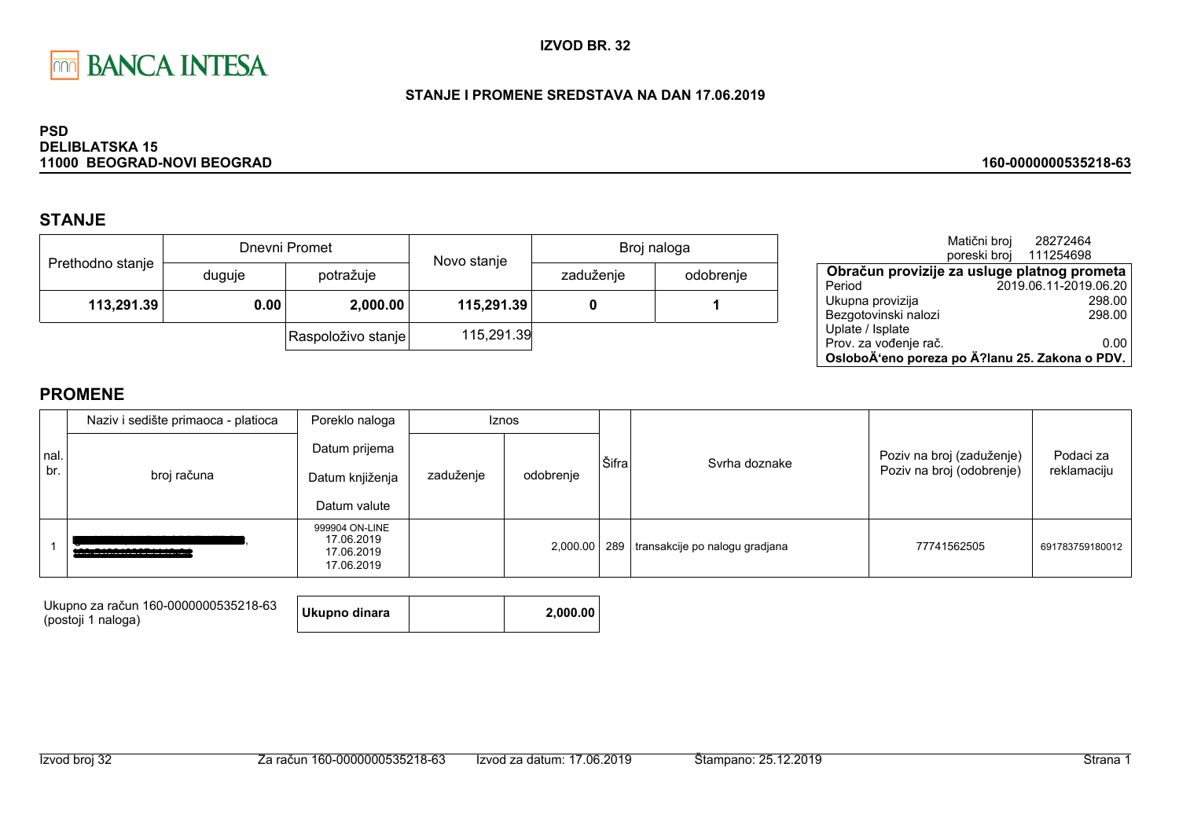BANCA INTESA

**IZVOD BR. 32**

**STANJE I PROMENE SREDSTAVA NA DAN 17.06.2019**

**PSD**
**DELIBLATSKA 15**
**11000 BEOGRAD-NOVI BEOGRAD**

**160-0000000535218-63**

## STANJE

| Prethodno stanje | Dnevni Promet | | Novo stanje | Broj naloga | |
|---|---|---|---|---|---|
| | duguje | potražuje | | zaduženje | odobrenje |
| **113,291.39** | **0.00** | **2,000.00** | **115,291.39** | **0** | **1** |
| | | Raspoloživo stanje | 115,291.39 | | |

Matični broj 28272464
poreski broj 111254698

| **Obračun provizije za usluge platnog prometa** | |
|---|---|
| Period | 2019.06.11-2019.06.20 |
| Ukupna provizija | 298.00 |
| Bezgotovinski nalozi | 298.00 |
| Uplate / Isplate | |
| Prov. za vođenje rač. | 0.00 |
| **OsloboÄ‘eno poreza po Ä?lanu 25. Zakona o PDV.** | |

## PROMENE

| nal. br. | Naziv i sedište primaoca - platioca / broj računa | Poreklo naloga / Datum prijema / Datum knjiženja / Datum valute | Iznos zaduženje | Iznos odobrenje | Šifra | Svrha doznake | Poziv na broj (zaduženje) / Poziv na broj (odobrenje) | Podaci za reklamaciju |
|---|---|---|---|---|---|---|---|---|
| 1 | [redacted], [redacted] | 999904 ON-LINE 17.06.2019 17.06.2019 17.06.2019 | | 2,000.00 | 289 | transakcije po nalogu gradjana | 77741562505 | 691783759180012 |

Ukupno za račun 160-0000000535218-63
(postoji 1 naloga)

| **Ukupno dinara** | | **2,000.00** |
|---|---|---|

Izvod broj 32 | Za račun 160-0000000535218-63 | Izvod za datum: 17.06.2019 | Štampano: 25.12.2019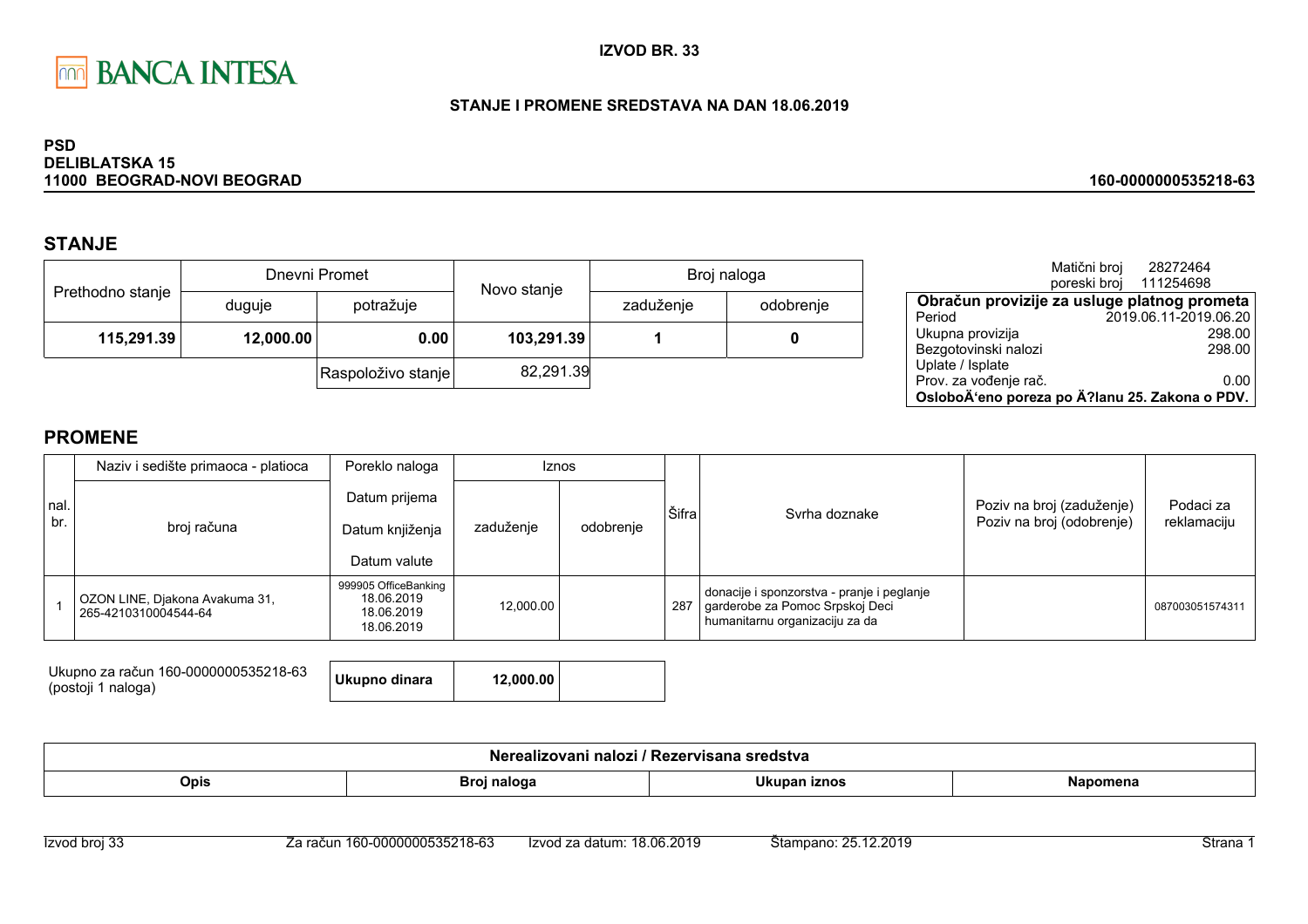BANCA INTESA

**IZVOD BR. 33**

**STANJE I PROMENE SREDSTAVA NA DAN 18.06.2019**

**PSD**
**DELIBLATSKA 15**
**11000 BEOGRAD-NOVI BEOGRAD**

**160-0000000535218-63**

## STANJE

| Prethodno stanje | Dnevni Promet | | Novo stanje | Broj naloga | |
|---|---|---|---|---|---|
| | duguje | potražuje | | zaduženje | odobrenje |
| **115,291.39** | **12,000.00** | **0.00** | **103,291.39** | **1** | **0** |
| | | Raspoloživo stanje | 82,291.39 | | |

Matični broj 28272464
poreski broj 111254698

| Obračun provizije za usluge platnog prometa | |
|---|---|
| Period | 2019.06.11-2019.06.20 |
| Ukupna provizija | 298.00 |
| Bezgotovinski nalozi | 298.00 |
| Uplate / Isplate | |
| Prov. za vođenje rač. | 0.00 |
| **OsloboÄ‘eno poreza po Ä?lanu 25. Zakona o PDV.** | |

## PROMENE

| nal. br. | Naziv i sedište primaoca - platioca / broj računa | Poreklo naloga / Datum prijema / Datum knjiženja / Datum valute | Iznos zaduženje | Iznos odobrenje | Šifra | Svrha doznake | Poziv na broj (zaduženje) / Poziv na broj (odobrenje) | Podaci za reklamaciju |
|---|---|---|---|---|---|---|---|---|
| 1 | OZON LINE, Djakona Avakuma 31, 265-4210310004544-64 | 999905 OfficeBanking 18.06.2019 18.06.2019 18.06.2019 | 12,000.00 | | 287 | donacije i sponzorstva - pranje i peglanje garderobe za Pomoc Srpskoj Deci humanitarnu organizaciju za da | | 087003051574311 |

| Ukupno za račun 160-0000000535218-63 (postoji 1 naloga) | Ukupno dinara | 12,000.00 | |
|---|---|---|---|

| Nerealizovani nalozi / Rezervisana sredstva | | | |
|---|---|---|---|
| **Opis** | **Broj naloga** | **Ukupan iznos** | **Napomena** |

Izvod broj 33 | Za račun 160-0000000535218-63 | Izvod za datum: 18.06.2019 | Štampano: 25.12.2019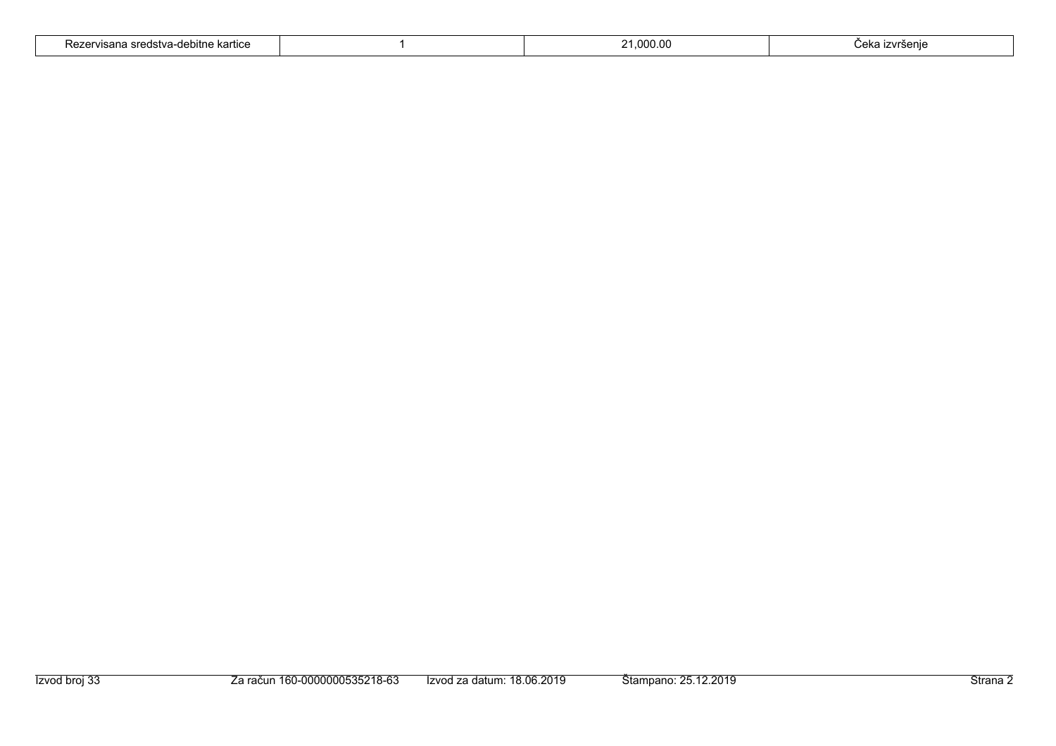| Rezervisana sredstva-debitne kartice | 1 | 21,000.00 | Čeka izvršenje |
|---|---|---|---|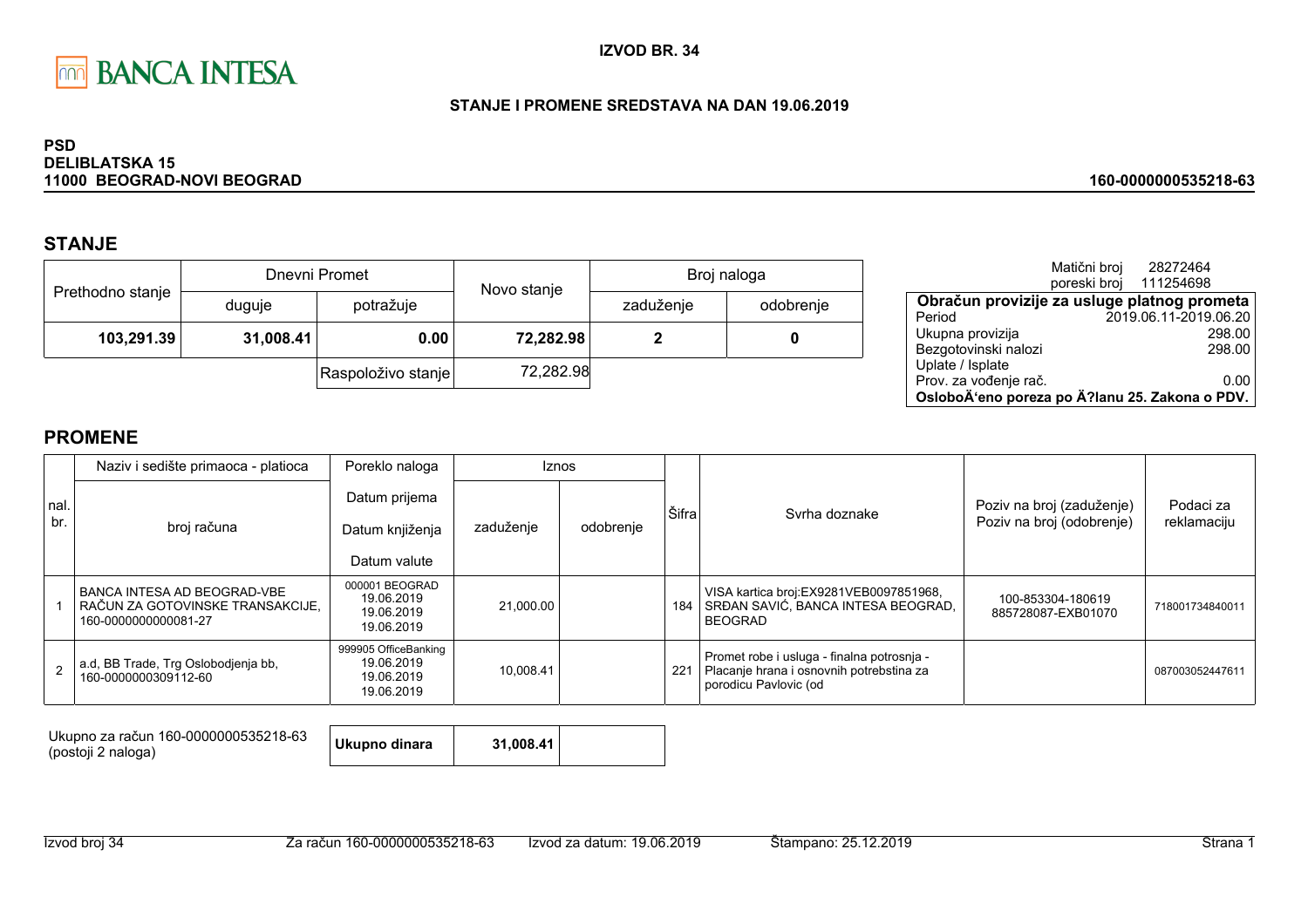BANCA INTESA

**IZVOD BR. 34**

**STANJE I PROMENE SREDSTAVA NA DAN 19.06.2019**

**PSD**
**DELIBLATSKA 15**
**11000 BEOGRAD-NOVI BEOGRAD**

**160-0000000535218-63**

## STANJE

| Prethodno stanje | Dnevni Promet | | Novo stanje | Broj naloga | |
|---|---|---|---|---|---|
| | duguje | potražuje | | zaduženje | odobrenje |
| **103,291.39** | **31,008.41** | **0.00** | **72,282.98** | **2** | **0** |
| | | Raspoloživo stanje | 72,282.98 | | |

Matični broj 28272464
poreski broj 111254698

| **Obračun provizije za usluge platnog prometa** | |
|---|---|
| Period | 2019.06.11-2019.06.20 |
| Ukupna provizija | 298.00 |
| Bezgotovinski nalozi | 298.00 |
| Uplate / Isplate | |
| Prov. za vođenje rač. | 0.00 |
| **OsloboÄ‘eno poreza po Ä?lanu 25. Zakona o PDV.** | |

## PROMENE

| nal. br. | Naziv i sedište primaoca - platioca / broj računa | Poreklo naloga / Datum prijema / Datum knjiženja / Datum valute | Iznos zaduženje | Iznos odobrenje | Šifra | Svrha doznake | Poziv na broj (zaduženje) / Poziv na broj (odobrenje) | Podaci za reklamaciju |
|---|---|---|---|---|---|---|---|---|
| 1 | BANCA INTESA AD BEOGRAD-VBE RAČUN ZA GOTOVINSKE TRANSAKCIJE, 160-0000000000081-27 | 000001 BEOGRAD 19.06.2019 19.06.2019 19.06.2019 | 21,000.00 | | 184 | VISA kartica broj:EX9281VEB0097851968, SRĐAN SAVIĆ, BANCA INTESA BEOGRAD, BEOGRAD | 100-853304-180619 885728087-EXB01070 | 718001734840011 |
| 2 | a.d, BB Trade, Trg Oslobodjenja bb, 160-0000000309112-60 | 999905 OfficeBanking 19.06.2019 19.06.2019 19.06.2019 | 10,008.41 | | 221 | Promet robe i usluga - finalna potrosnja - Placanje hrana i osnovnih potrebstina za porodicu Pavlovic (od | | 087003052447611 |

| Ukupno za račun 160-0000000535218-63 (postoji 2 naloga) | **Ukupno dinara** | **31,008.41** | |
|---|---|---|---|

Izvod broj 34 | Za račun 160-0000000535218-63 | Izvod za datum: 19.06.2019 | Štampano: 25.12.2019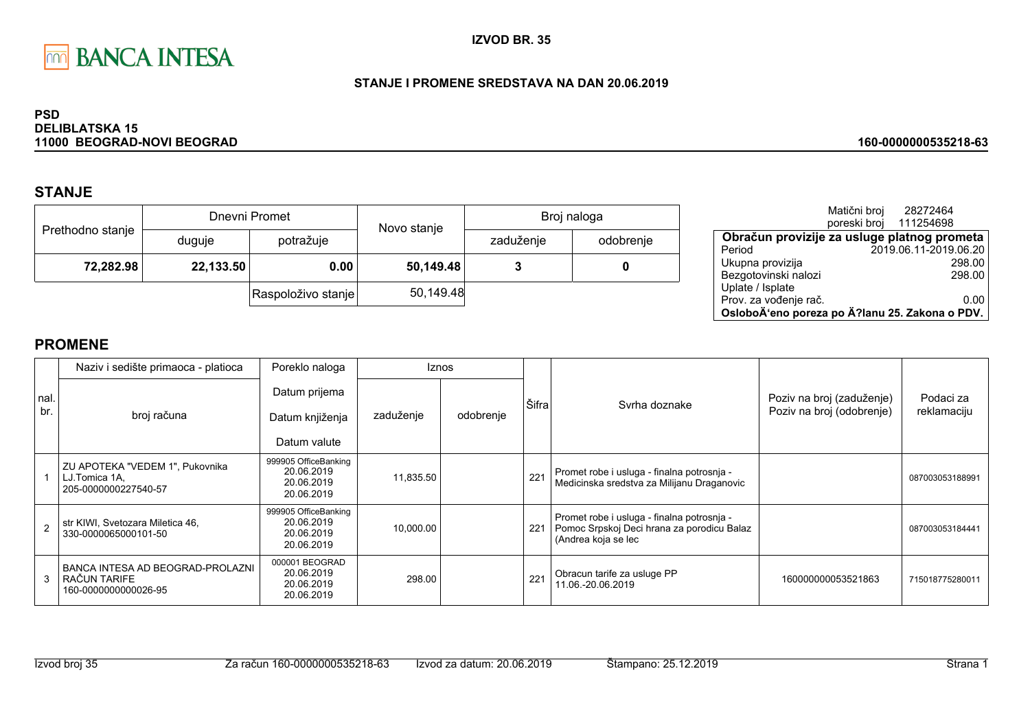BANCA INTESA

**IZVOD BR. 35**

**STANJE I PROMENE SREDSTAVA NA DAN 20.06.2019**

**PSD**
**DELIBLATSKA 15**
**11000 BEOGRAD-NOVI BEOGRAD**

**160-0000000535218-63**

## STANJE

| Prethodno stanje | Dnevni Promet | | Novo stanje | Broj naloga | |
|---|---|---|---|---|---|
| | duguje | potražuje | | zaduženje | odobrenje |
| **72,282.98** | **22,133.50** | **0.00** | **50,149.48** | **3** | **0** |
| | | Raspoloživo stanje | 50,149.48 | | |

| | |
|---|---|
| Matični broj | 28272464 |
| poreski broj | 111254698 |
| **Obračun provizije za usluge platnog prometa** | |
| Period | 2019.06.11-2019.06.20 |
| Ukupna provizija | 298.00 |
| Bezgotovinski nalozi | 298.00 |
| Uplate / Isplate | |
| Prov. za vođenje rač. | 0.00 |
| **OsloboÄ'eno poreza po Ä?lanu 25. Zakona o PDV.** | |

## PROMENE

| nal. br. | Naziv i sedište primaoca - platioca / broj računa | Poreklo naloga / Datum prijema / Datum knjiženja / Datum valute | Iznos zaduženje | Iznos odobrenje | Šifra | Svrha doznake | Poziv na broj (zaduženje) / Poziv na broj (odobrenje) | Podaci za reklamaciju |
|---|---|---|---|---|---|---|---|---|
| 1 | ZU APOTEKA "VEDEM 1", Pukovnika LJ.Tomica 1A, 205-0000000227540-57 | 999905 OfficeBanking 20.06.2019 20.06.2019 20.06.2019 | 11,835.50 | | 221 | Promet robe i usluga - finalna potrosnja - Medicinska sredstva za Milijanu Draganovic | | 087003053188991 |
| 2 | str KIWI, Svetozara Miletica 46, 330-0000065000101-50 | 999905 OfficeBanking 20.06.2019 20.06.2019 20.06.2019 | 10,000.00 | | 221 | Promet robe i usluga - finalna potrosnja - Pomoc Srpskoj Deci hrana za porodicu Balaz (Andrea koja se lec | | 087003053184441 |
| 3 | BANCA INTESA AD BEOGRAD-PROLAZNI RAČUN TARIFE 160-0000000000026-95 | 000001 BEOGRAD 20.06.2019 20.06.2019 20.06.2019 | 298.00 | | 221 | Obracun tarife za usluge PP 11.06.-20.06.2019 | 160000000053521863 | 715018775280011 |

Izvod broj 35 | Za račun 160-0000000535218-63 | Izvod za datum: 20.06.2019 | Štampano: 25.12.2019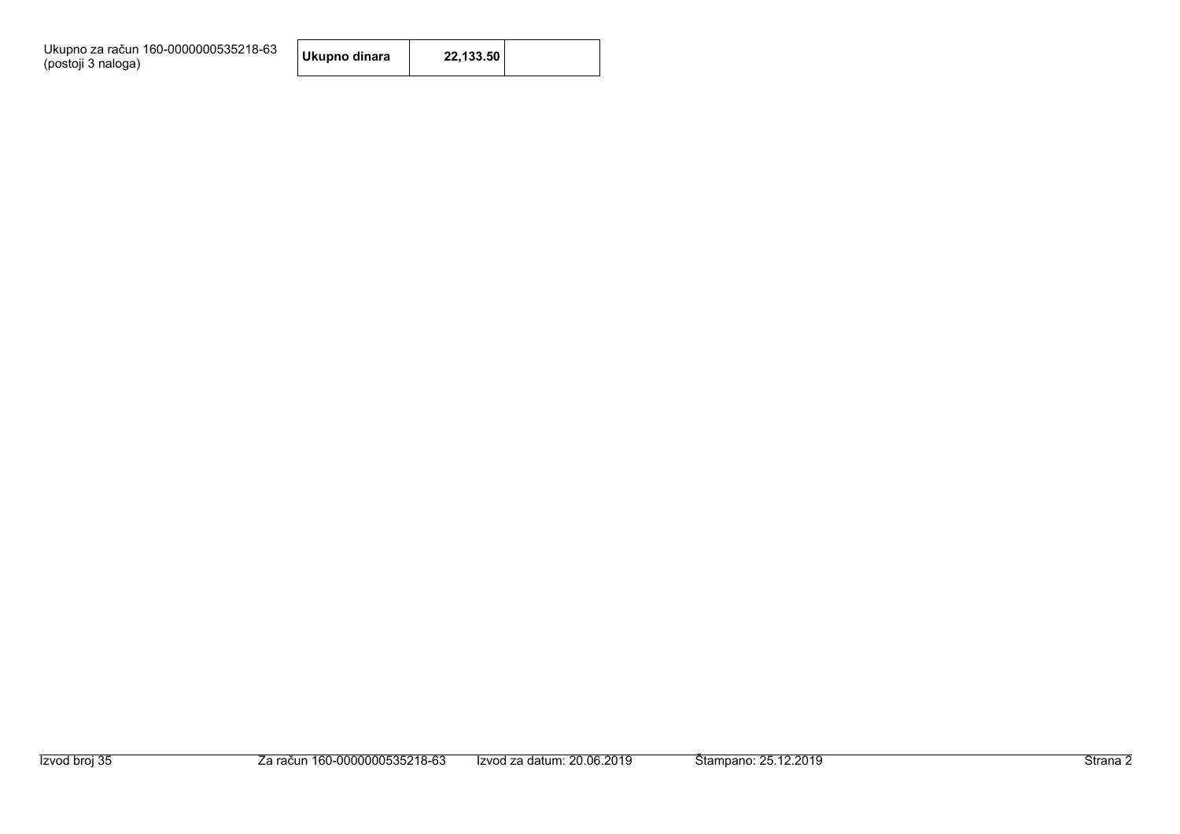Ukupno za račun 160-0000000535218-63
(postoji 3 naloga)

| Ukupno dinara | 22,133.50 | |
|---|---|---|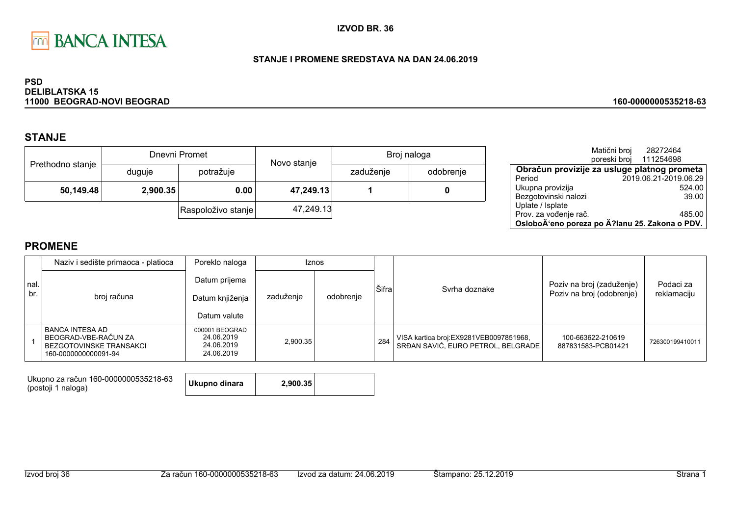BANCA INTESA

**IZVOD BR. 36**

**STANJE I PROMENE SREDSTAVA NA DAN 24.06.2019**

**PSD**
**DELIBLATSKA 15**
**11000 BEOGRAD-NOVI BEOGRAD**

**160-0000000535218-63**

## STANJE

| Prethodno stanje | Dnevni Promet | | Novo stanje | Broj naloga | |
|---|---|---|---|---|---|
| | duguje | potražuje | | zaduženje | odobrenje |
| **50,149.48** | **2,900.35** | **0.00** | **47,249.13** | **1** | **0** |
| | | Raspoloživo stanje | 47,249.13 | | |

Matični broj 28272464
poreski broj 111254698

| Obračun provizije za usluge platnog prometa | |
|---|---|
| Period | 2019.06.21-2019.06.29 |
| Ukupna provizija | 524.00 |
| Bezgotovinski nalozi | 39.00 |
| Uplate / Isplate | |
| Prov. za vođenje rač. | 485.00 |
| **OsloboÄ‘eno poreza po Ä?lanu 25. Zakona o PDV.** | |

## PROMENE

| nal. br. | Naziv i sedište primaoca - platioca / broj računa | Poreklo naloga / Datum prijema / Datum knjiženja / Datum valute | Iznos zaduženje | Iznos odobrenje | Šifra | Svrha doznake | Poziv na broj (zaduženje) / Poziv na broj (odobrenje) | Podaci za reklamaciju |
|---|---|---|---|---|---|---|---|---|
| 1 | BANCA INTESA AD BEOGRAD-VBE-RAČUN ZA BEZGOTOVINSKE TRANSAKCI 160-0000000000091-94 | 000001 BEOGRAD 24.06.2019 24.06.2019 24.06.2019 | 2,900.35 | | 284 | VISA kartica broj:EX9281VEB0097851968, SRĐAN SAVIĆ, EURO PETROL, BELGRADE | 100-663622-210619 887831583-PCB01421 | 726300199410011 |

Ukupno za račun 160-0000000535218-63 (postoji 1 naloga)

| **Ukupno dinara** | **2,900.35** | |
|---|---|---|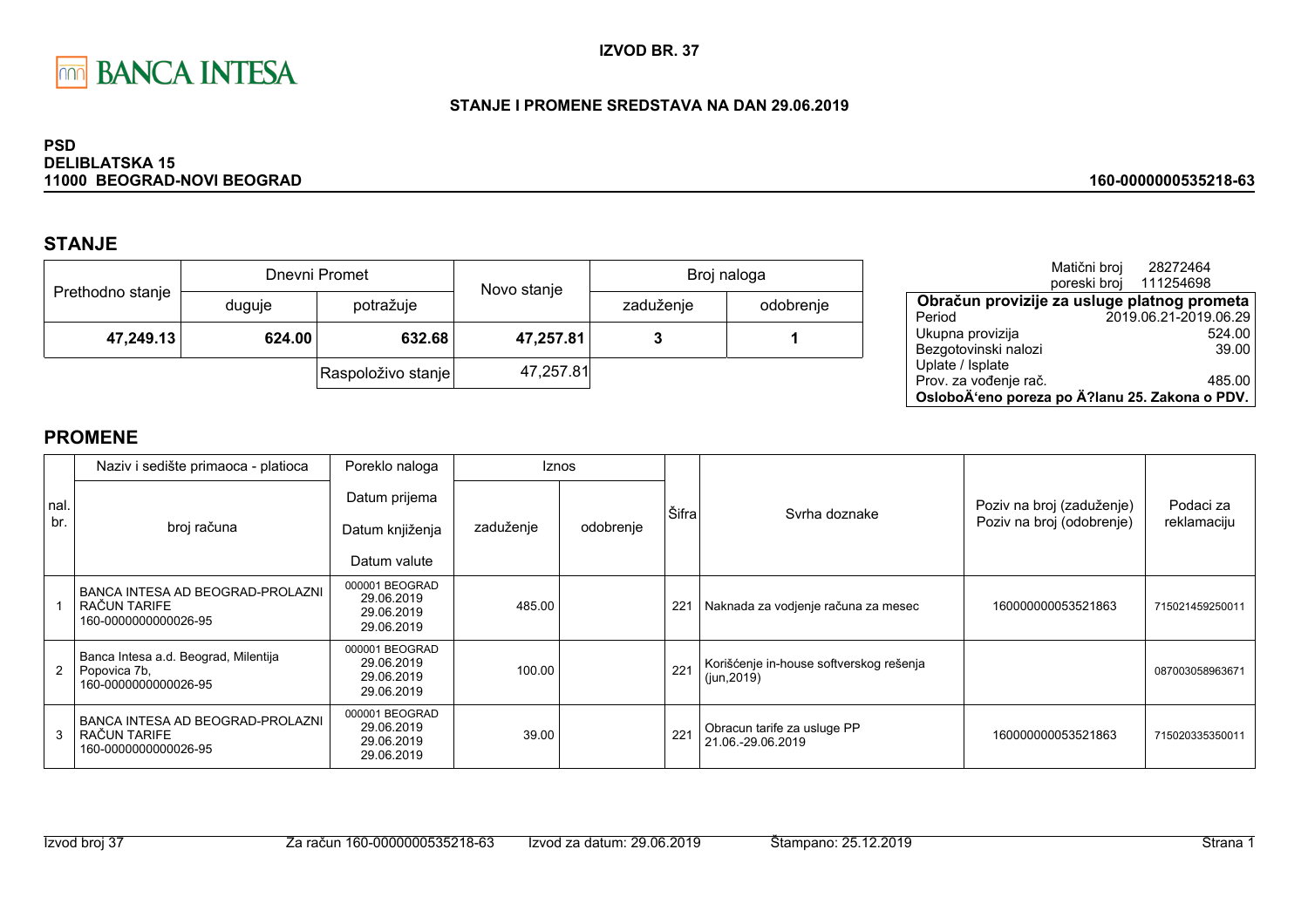BANCA INTESA

**IZVOD BR. 37**

**STANJE I PROMENE SREDSTAVA NA DAN 29.06.2019**

**PSD**
**DELIBLATSKA 15**
**11000 BEOGRAD-NOVI BEOGRAD**

**160-0000000535218-63**

## STANJE

| Prethodno stanje | Dnevni Promet | | Novo stanje | Broj naloga | |
|---|---|---|---|---|---|
| | duguje | potražuje | | zaduženje | odobrenje |
| **47,249.13** | **624.00** | **632.68** | **47,257.81** | **3** | **1** |
| | | Raspoloživo stanje | 47,257.81 | | |

Matični broj 28272464
poreski broj 111254698

| Obračun provizije za usluge platnog prometa | |
|---|---|
| Period | 2019.06.21-2019.06.29 |
| Ukupna provizija | 524.00 |
| Bezgotovinski nalozi | 39.00 |
| Uplate / Isplate | |
| Prov. za vođenje rač. | 485.00 |
| **OsloboÄ‘eno poreza po Ä?lanu 25. Zakona o PDV.** | |

## PROMENE

| nal. br. | Naziv i sedište primaoca - platioca / broj računa | Poreklo naloga / Datum prijema / Datum knjiženja / Datum valute | Iznos zaduženje | Iznos odobrenje | Šifra | Svrha doznake | Poziv na broj (zaduženje) / Poziv na broj (odobrenje) | Podaci za reklamaciju |
|---|---|---|---|---|---|---|---|---|
| 1 | BANCA INTESA AD BEOGRAD-PROLAZNI RAČUN TARIFE 160-0000000000026-95 | 000001 BEOGRAD 29.06.2019 29.06.2019 29.06.2019 | 485.00 | | 221 | Naknada za vodjenje računa za mesec | 160000000053521863 | 715021459250011 |
| 2 | Banca Intesa a.d. Beograd, Milentija Popovica 7b, 160-0000000000026-95 | 000001 BEOGRAD 29.06.2019 29.06.2019 29.06.2019 | 100.00 | | 221 | Korišćenje in-house softverskog rešenja (jun,2019) | | 087003058963671 |
| 3 | BANCA INTESA AD BEOGRAD-PROLAZNI RAČUN TARIFE 160-0000000000026-95 | 000001 BEOGRAD 29.06.2019 29.06.2019 29.06.2019 | 39.00 | | 221 | Obracun tarife za usluge PP 21.06.-29.06.2019 | 160000000053521863 | 715020335350011 |

Izvod broj 37 Za račun 160-0000000535218-63 Izvod za datum: 29.06.2019 Štampano: 25.12.2019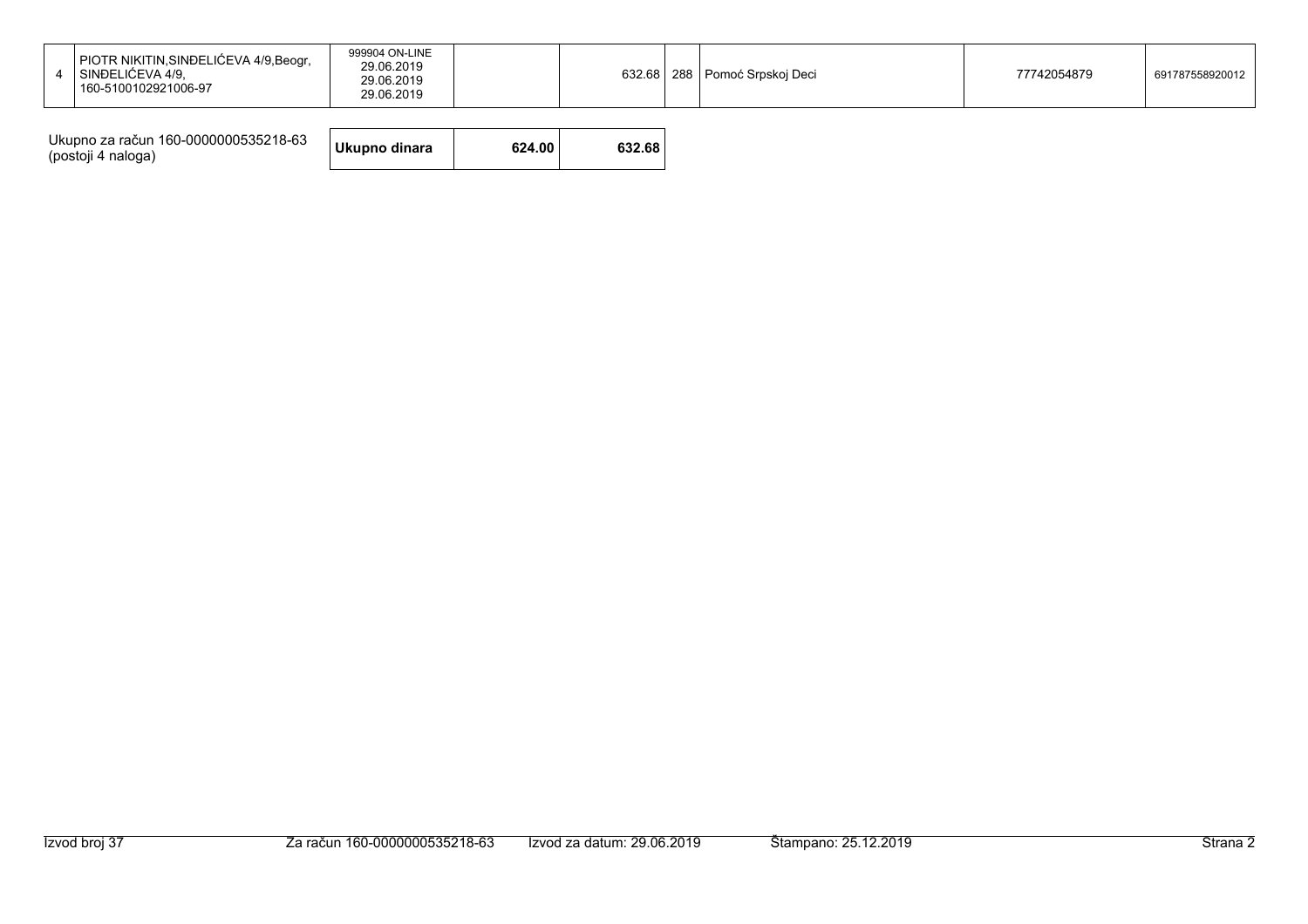| | | | | | | | | |
|---|---|---|---|---|---|---|---|---|
| 4 | PIOTR NIKITIN,SINĐELIĆEVA 4/9,Beogr, SINĐELIĆEVA 4/9, 160-5100102921006-97 | 999904 ON-LINE 29.06.2019 29.06.2019 29.06.2019 | | 632.68 | 288 | Pomoć Srpskoj Deci | 77742054879 | 691787558920012 |

| | | | |
|---|---|---|---|
| Ukupno za račun 160-0000000535218-63 (postoji 4 naloga) | **Ukupno dinara** | **624.00** | **632.68** |